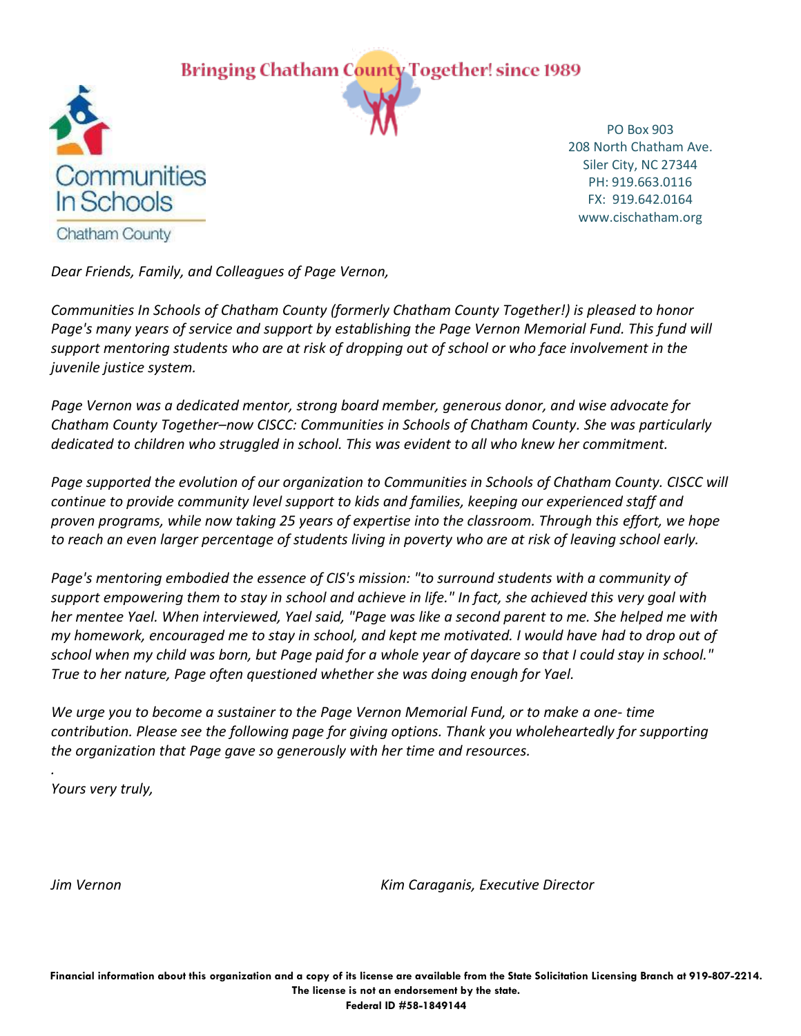Bringing Chatham County Together! since 1989

Communities In Schools

Chatham County

PO Box 903
208 North Chatham Ave.
Siler City, NC 27344
PH: 919.663.0116
FX: 919.642.0164
www.cischatham.org

*Dear Friends, Family, and Colleagues of Page Vernon,*

*Communities In Schools of Chatham County (formerly Chatham County Together!) is pleased to honor Page's many years of service and support by establishing the Page Vernon Memorial Fund. This fund will support mentoring students who are at risk of dropping out of school or who face involvement in the juvenile justice system.*

*Page Vernon was a dedicated mentor, strong board member, generous donor, and wise advocate for Chatham County Together–now CISCC: Communities in Schools of Chatham County. She was particularly dedicated to children who struggled in school. This was evident to all who knew her commitment.*

*Page supported the evolution of our organization to Communities in Schools of Chatham County. CISCC will continue to provide community level support to kids and families, keeping our experienced staff and proven programs, while now taking 25 years of expertise into the classroom. Through this effort, we hope to reach an even larger percentage of students living in poverty who are at risk of leaving school early.*

*Page's mentoring embodied the essence of CIS's mission: "to surround students with a community of support empowering them to stay in school and achieve in life." In fact, she achieved this very goal with her mentee Yael. When interviewed, Yael said, "Page was like a second parent to me. She helped me with my homework, encouraged me to stay in school, and kept me motivated. I would have had to drop out of school when my child was born, but Page paid for a whole year of daycare so that I could stay in school." True to her nature, Page often questioned whether she was doing enough for Yael.*

*We urge you to become a sustainer to the Page Vernon Memorial Fund, or to make a one- time contribution. Please see the following page for giving options. Thank you wholeheartedly for supporting the organization that Page gave so generously with her time and resources.*

*Yours very truly,*

*Jim Vernon* *Kim Caraganis, Executive Director*

**Financial information about this organization and a copy of its license are available from the State Solicitation Licensing Branch at 919-807-2214. The license is not an endorsement by the state.**
**Federal ID #58-1849144**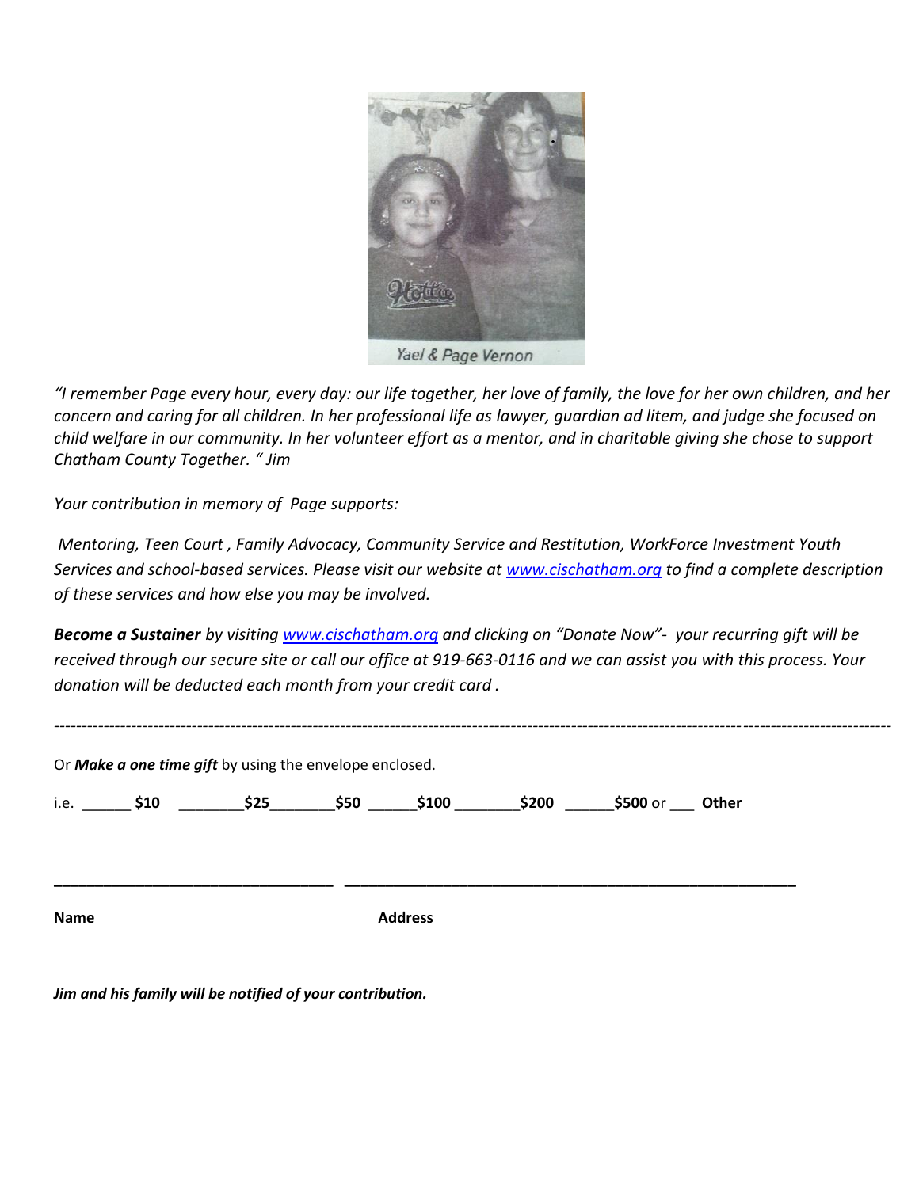Yael & Page Vernon

*"I remember Page every hour, every day: our life together, her love of family, the love for her own children, and her concern and caring for all children. In her professional life as lawyer, guardian ad litem, and judge she focused on child welfare in our community. In her volunteer effort as a mentor, and in charitable giving she chose to support Chatham County Together. " Jim*

*Your contribution in memory of Page supports:*

*Mentoring, Teen Court , Family Advocacy, Community Service and Restitution, WorkForce Investment Youth Services and school-based services. Please visit our website at [www.cischatham.org](http://www.cischatham.org) to find a complete description of these services and how else you may be involved.*

***Become a Sustainer** by visiting [www.cischatham.org](http://www.cischatham.org) and clicking on "Donate Now"- your recurring gift will be received through our secure site or call our office at 919-663-0116 and we can assist you with this process. Your donation will be deducted each month from your credit card .*

---

Or ***Make a one time gift*** by using the envelope enclosed.

i.e. ______ **$10** ________**$25**________**$50** ______**$100** ________**$200** ______**$500** or ___ **Other**

__________________________________ __________________________________________________________

**Name** **Address**

***Jim and his family will be notified of your contribution.***